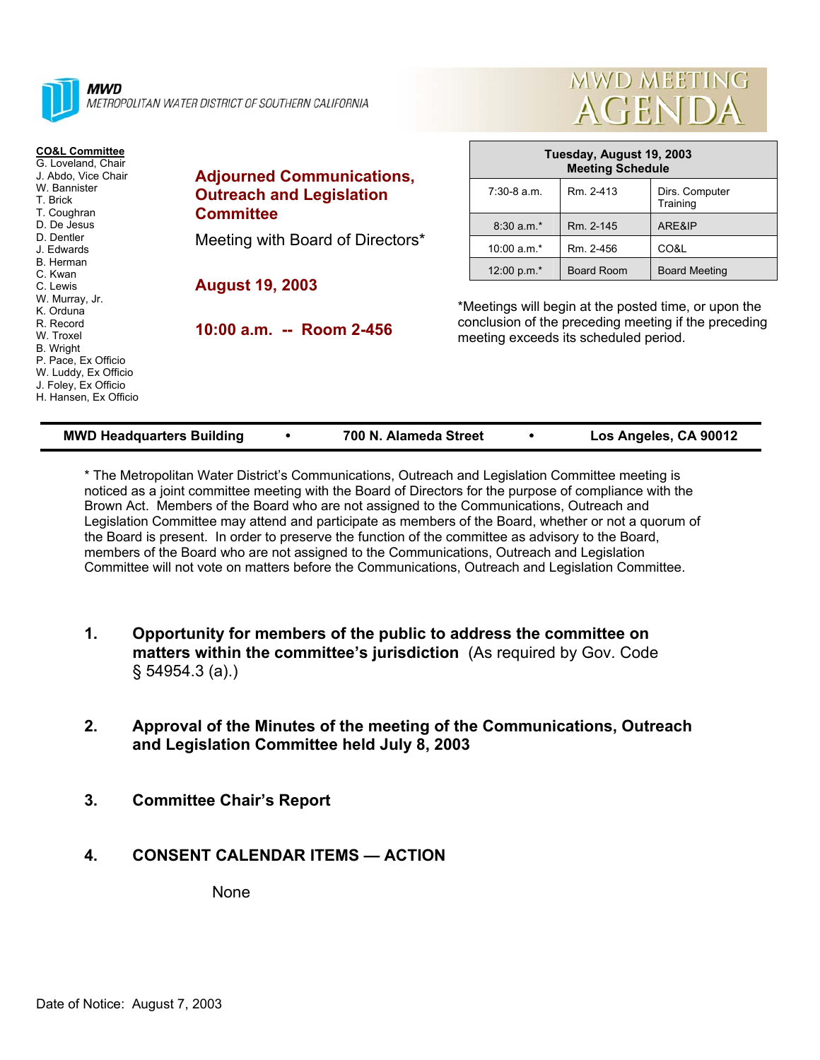**MWD**
METROPOLITAN WATER DISTRICT OF SOUTHERN CALIFORNIA

# MWD MEETING AGENDA

**CO&L Committee**
G. Loveland, Chair
J. Abdo, Vice Chair
W. Bannister
T. Brick
T. Coughran
D. De Jesus
D. Dentler
J. Edwards
B. Herman
C. Kwan
C. Lewis
W. Murray, Jr.
K. Orduna
R. Record
W. Troxel
B. Wright
P. Pace, Ex Officio
W. Luddy, Ex Officio
J. Foley, Ex Officio
H. Hansen, Ex Officio

## Adjourned Communications, Outreach and Legislation Committee

Meeting with Board of Directors*

**August 19, 2003**

**10:00 a.m. -- Room 2-456**

| Tuesday, August 19, 2003 Meeting Schedule | | |
|---|---|---|
| 7:30-8 a.m. | Rm. 2-413 | Dirs. Computer Training |
| 8:30 a.m.* | Rm. 2-145 | ARE&IP |
| 10:00 a.m.* | Rm. 2-456 | CO&L |
| 12:00 p.m.* | Board Room | Board Meeting |

*Meetings will begin at the posted time, or upon the conclusion of the preceding meeting if the preceding meeting exceeds its scheduled period.

**MWD Headquarters Building • 700 N. Alameda Street • Los Angeles, CA 90012**

* The Metropolitan Water District's Communications, Outreach and Legislation Committee meeting is noticed as a joint committee meeting with the Board of Directors for the purpose of compliance with the Brown Act. Members of the Board who are not assigned to the Communications, Outreach and Legislation Committee may attend and participate as members of the Board, whether or not a quorum of the Board is present. In order to preserve the function of the committee as advisory to the Board, members of the Board who are not assigned to the Communications, Outreach and Legislation Committee will not vote on matters before the Communications, Outreach and Legislation Committee.

1. **Opportunity for members of the public to address the committee on matters within the committee's jurisdiction** (As required by Gov. Code § 54954.3 (a).)

2. **Approval of the Minutes of the meeting of the Communications, Outreach and Legislation Committee held July 8, 2003**

3. **Committee Chair's Report**

4. **CONSENT CALENDAR ITEMS — ACTION**

   None

Date of Notice: August 7, 2003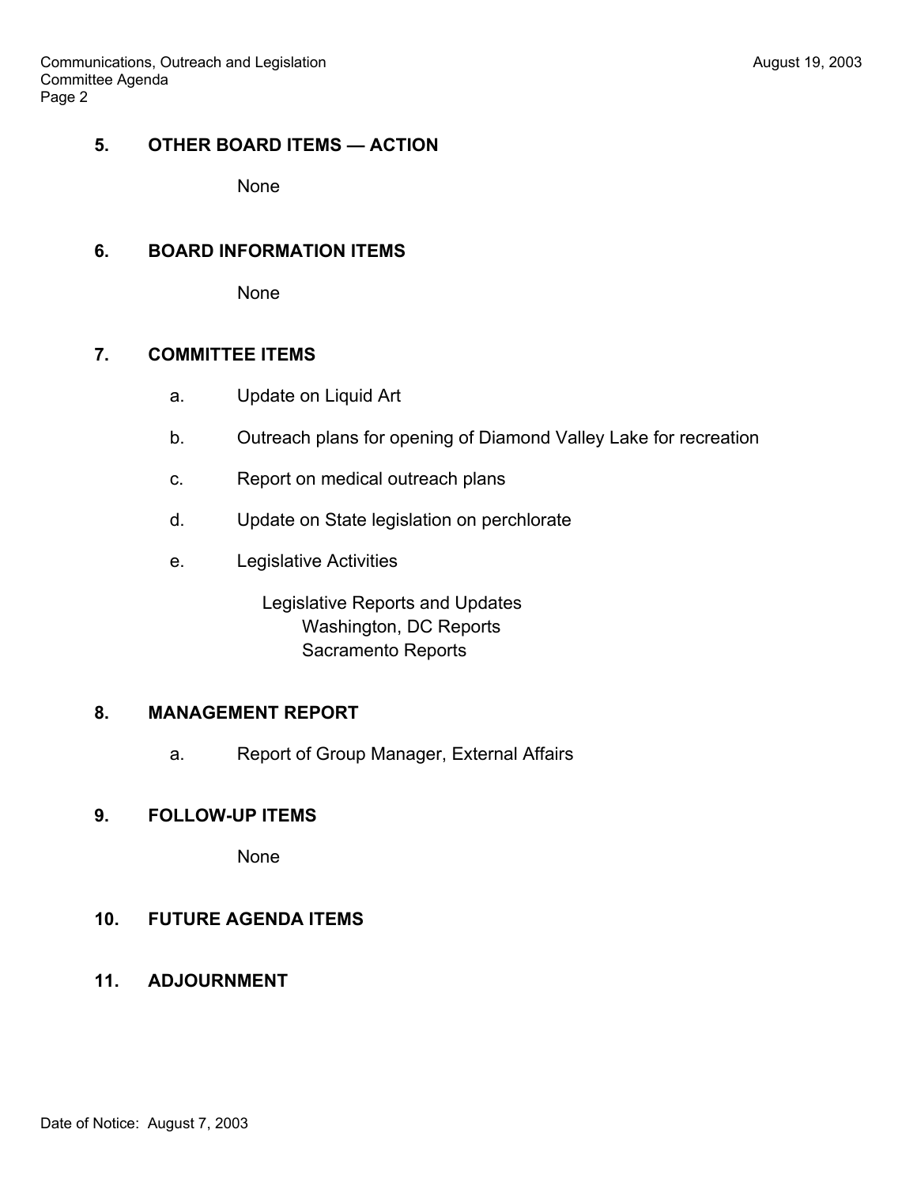**5. OTHER BOARD ITEMS — ACTION**

None

**6. BOARD INFORMATION ITEMS**

None

**7. COMMITTEE ITEMS**

a. Update on Liquid Art

b. Outreach plans for opening of Diamond Valley Lake for recreation

c. Report on medical outreach plans

d. Update on State legislation on perchlorate

e. Legislative Activities

Legislative Reports and Updates
- Washington, DC Reports
- Sacramento Reports

**8. MANAGEMENT REPORT**

a. Report of Group Manager, External Affairs

**9. FOLLOW-UP ITEMS**

None

**10. FUTURE AGENDA ITEMS**

**11. ADJOURNMENT**

Date of Notice: August 7, 2003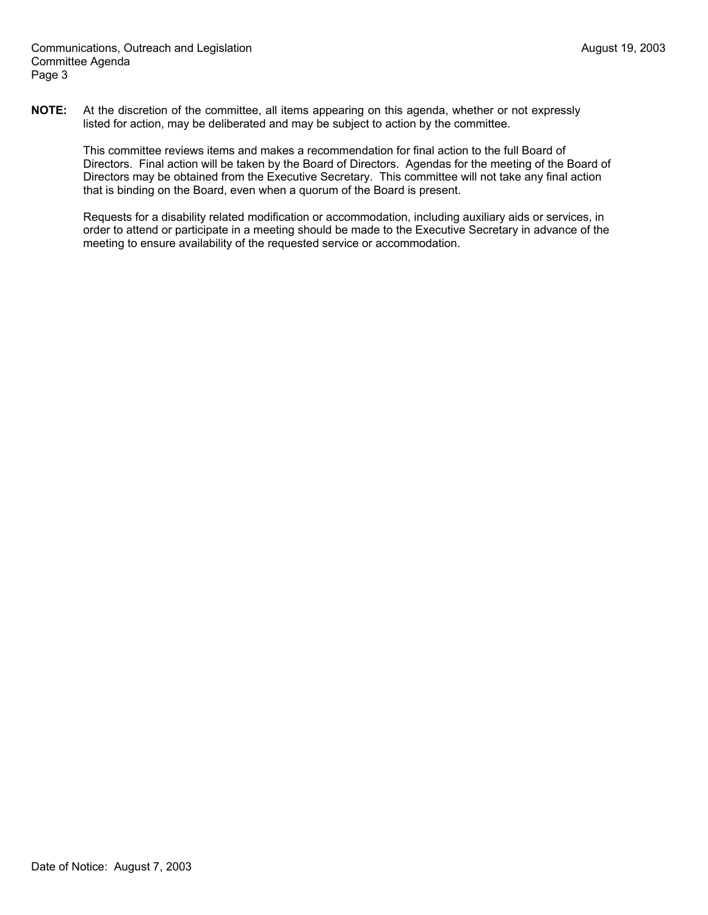**NOTE:** At the discretion of the committee, all items appearing on this agenda, whether or not expressly listed for action, may be deliberated and may be subject to action by the committee.

This committee reviews items and makes a recommendation for final action to the full Board of Directors. Final action will be taken by the Board of Directors. Agendas for the meeting of the Board of Directors may be obtained from the Executive Secretary. This committee will not take any final action that is binding on the Board, even when a quorum of the Board is present.

Requests for a disability related modification or accommodation, including auxiliary aids or services, in order to attend or participate in a meeting should be made to the Executive Secretary in advance of the meeting to ensure availability of the requested service or accommodation.

Date of Notice: August 7, 2003